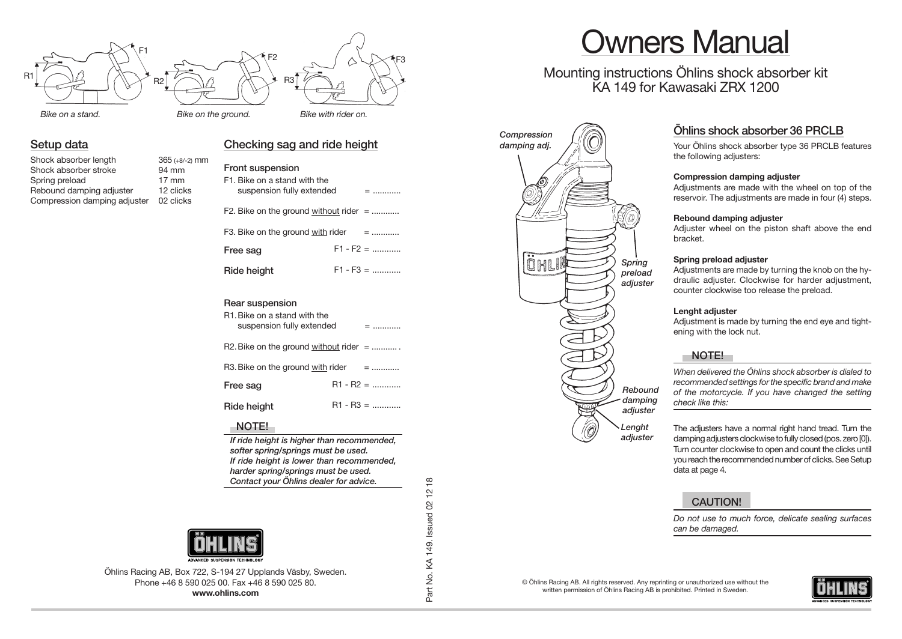*Bike on a stand.* *Bike on the ground.* *Bike with rider on.*

## Setup data

| | |
|---|---|
| Shock absorber length | 365 (+8/-2) mm |
| Shock absorber stroke | 94 mm |
| Spring preload | 17 mm |
| Rebound damping adjuster | 12 clicks |
| Compression damping adjuster | 02 clicks |

## Checking sag and ride height

### Front suspension

F1. Bike on a stand with the suspension fully extended = ............

F2. Bike on the ground without rider = ............

F3. Bike on the ground with rider = ............

**Free sag** F1 - F2 = ............

**Ride height** F1 - F3 = ............

### Rear suspension

R1. Bike on a stand with the suspension fully extended = ............

R2. Bike on the ground without rider = ............

R3. Bike on the ground with rider = ............

**Free sag** R1 - R2 = ............

**Ride height** R1 - R3 = ............

**NOTE!**

***If ride height is higher than recommended, softer spring/springs must be used. If ride height is lower than recommended, harder spring/springs must be used. Contact your Öhlins dealer for advice.***

Öhlins Racing AB, Box 722, S-194 27 Upplands Väsby, Sweden.
Phone +46 8 590 025 00. Fax +46 8 590 025 80.
**www.ohlins.com**

Part No. KA 149. Issued 02 12 18

# Owners Manual

Mounting instructions Öhlins shock absorber kit KA 149 for Kawasaki ZRX 1200

*Compression damping adj.*

*Spring preload adjuster*

*Rebound damping adjuster*

*Lenght adjuster*

## Öhlins shock absorber 36 PRCLB

Your Öhlins shock absorber type 36 PRCLB features the following adjusters:

**Compression damping adjuster**

Adjustments are made with the wheel on top of the reservoir. The adjustments are made in four (4) steps.

**Rebound damping adjuster**

Adjuster wheel on the piston shaft above the end bracket.

**Spring preload adjuster**

Adjustments are made by turning the knob on the hydraulic adjuster. Clockwise for harder adjustment, counter clockwise too release the preload.

**Lenght adjuster**

Adjustment is made by turning the end eye and tightening with the lock nut.

**NOTE!**

*When delivered the Öhlins shock absorber is dialed to recommended settings for the specific brand and make of the motorcycle. If you have changed the setting check like this:*

The adjusters have a normal right hand tread. Turn the damping adjusters clockwise to fully closed (pos. zero [0]). Turn counter clockwise to open and count the clicks until you reach the recommended number of clicks. See Setup data at page 4.

**CAUTION!**

*Do not use to much force, delicate sealing surfaces can be damaged.*

© Öhlins Racing AB. All rights reserved. Any reprinting or unauthorized use without the written permission of Öhlins Racing AB is prohibited. Printed in Sweden.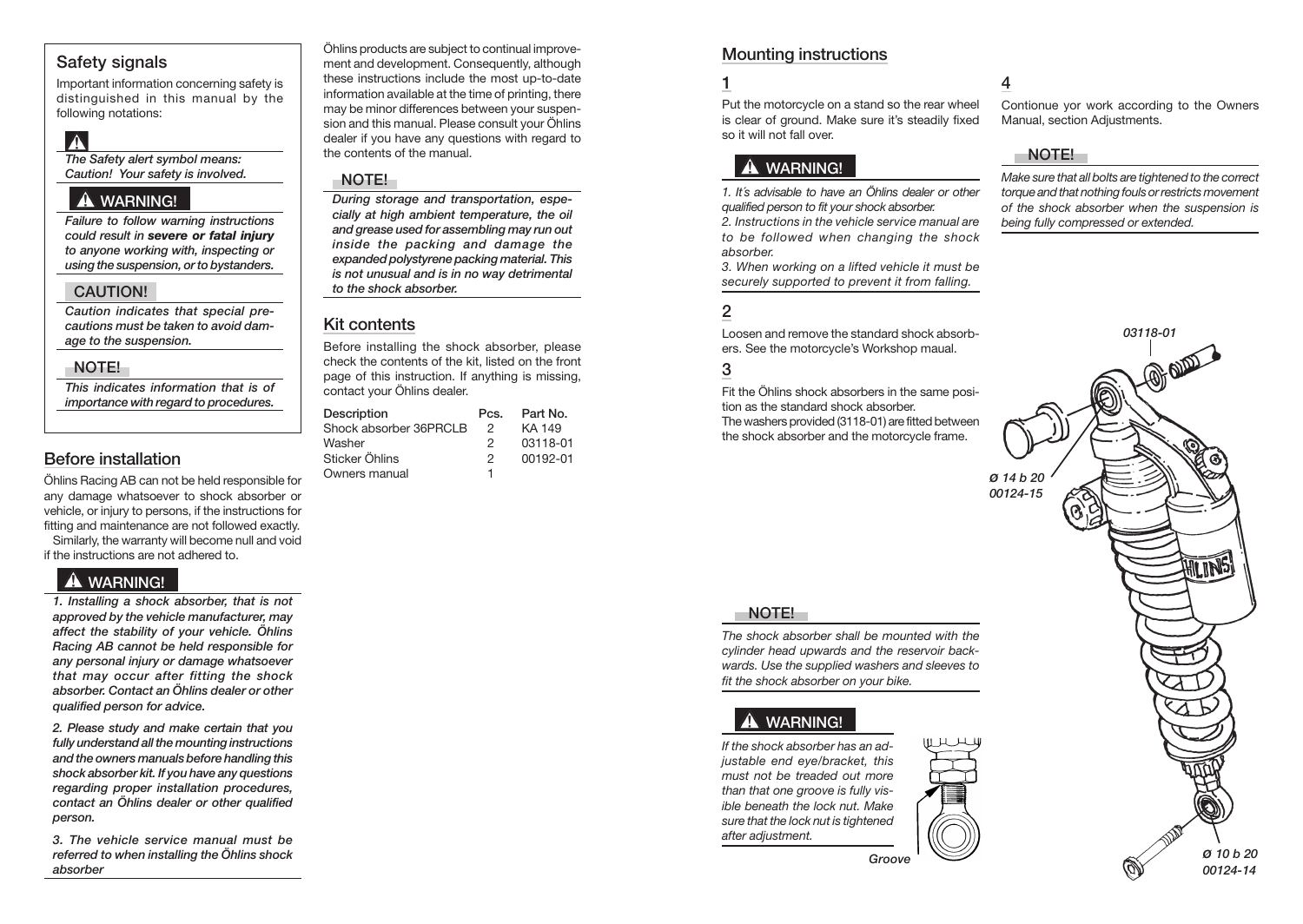## Safety signals

Important information concerning safety is distinguished in this manual by the following notations:

⚠

*The Safety alert symbol means: Caution! Your safety is involved.*

### ⚠ WARNING!

*Failure to follow warning instructions could result in **severe or fatal injury** to anyone working with, inspecting or using the suspension, or to bystanders.*

### CAUTION!

*Caution indicates that special precautions must be taken to avoid damage to the suspension.*

### NOTE!

*This indicates information that is of importance with regard to procedures.*

## Before installation

Öhlins Racing AB can not be held responsible for any damage whatsoever to shock absorber or vehicle, or injury to persons, if the instructions for fitting and maintenance are not followed exactly.

Similarly, the warranty will become null and void if the instructions are not adhered to.

### ⚠ WARNING!

***1. Installing a shock absorber, that is not approved by the vehicle manufacturer, may affect the stability of your vehicle. Öhlins Racing AB cannot be held responsible for any personal injury or damage whatsoever that may occur after fitting the shock absorber. Contact an Öhlins dealer or other qualified person for advice.***

***2. Please study and make certain that you fully understand all the mounting instructions and the owners manuals before handling this shock absorber kit. If you have any questions regarding proper installation procedures, contact an Öhlins dealer or other qualified person.***

***3. The vehicle service manual must be referred to when installing the Öhlins shock absorber***

Öhlins products are subject to continual improvement and development. Consequently, although these instructions include the most up-to-date information available at the time of printing, there may be minor differences between your suspension and this manual. Please consult your Öhlins dealer if you have any questions with regard to the contents of the manual.

### NOTE!

***During storage and transportation, especially at high ambient temperature, the oil and grease used for assembling may run out inside the packing and damage the expanded polystyrene packing material. This is not unusual and is in no way detrimental to the shock absorber.***

## Kit contents

Before installing the shock absorber, please check the contents of the kit, listed on the front page of this instruction. If anything is missing, contact your Öhlins dealer.

| Description | Pcs. | Part No. |
|---|---|---|
| Shock absorber 36PRCLB | 2 | KA 149 |
| Washer | 2 | 03118-01 |
| Sticker Öhlins | 2 | 00192-01 |
| Owners manual | 1 | |

## Mounting instructions

### 1

Put the motorcycle on a stand so the rear wheel is clear of ground. Make sure it's steadily fixed so it will not fall over.

### ⚠ WARNING!

*1. It's advisable to have an Öhlins dealer or other qualified person to fit your shock absorber.*

*2. Instructions in the vehicle service manual are to be followed when changing the shock absorber.*

*3. When working on a lifted vehicle it must be securely supported to prevent it from falling.*

### 2

Loosen and remove the standard shock absorbers. See the motorcycle's Workshop maual.

### 3

Fit the Öhlins shock absorbers in the same position as the standard shock absorber.

The washers provided (3118-01) are fitted between the shock absorber and the motorcycle frame.

### NOTE!

*The shock absorber shall be mounted with the cylinder head upwards and the reservoir backwards. Use the supplied washers and sleeves to fit the shock absorber on your bike.*

### ⚠ WARNING!

*If the shock absorber has an adjustable end eye/bracket, this must not be treaded out more than that one groove is fully visible beneath the lock nut. Make sure that the lock nut is tightened after adjustment.*

*Groove*

### 4

Contionue yor work according to the Owners Manual, section Adjustments.

### NOTE!

*Make sure that all bolts are tightened to the correct torque and that nothing fouls or restricts movement of the shock absorber when the suspension is being fully compressed or extended.*

*03118-01*

*Ø 14 b 20*
*00124-15*

*Ø 10 b 20*
*00124-14*